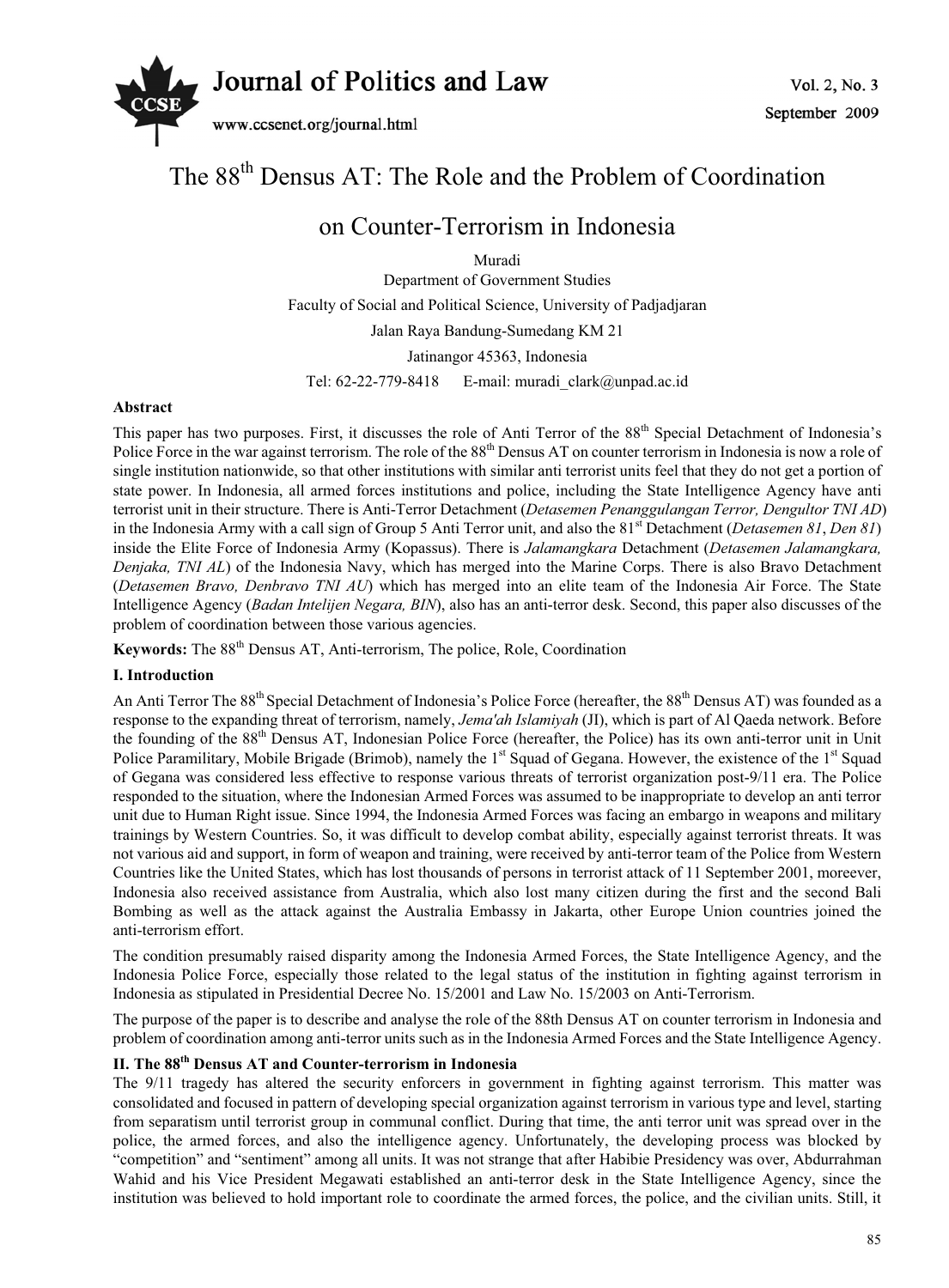# The 88th Densus AT: The Role and the Problem of Coordination on Counter-Terrorism in Indonesia

Muradi

Department of Government Studies

Faculty of Social and Political Science, University of Padjadjaran

Jalan Raya Bandung-Sumedang KM 21

Jatinangor 45363, Indonesia

Tel: 62-22-779-8418 E-mail: muradi_clark@unpad.ac.id

**Abstract**

This paper has two purposes. First, it discusses the role of Anti Terror of the 88th Special Detachment of Indonesia's Police Force in the war against terrorism. The role of the 88th Densus AT on counter terrorism in Indonesia is now a role of single institution nationwide, so that other institutions with similar anti terrorist units feel that they do not get a portion of state power. In Indonesia, all armed forces institutions and police, including the State Intelligence Agency have anti terrorist unit in their structure. There is Anti-Terror Detachment (*Detasemen Penanggulangan Terror, Dengultor TNI AD*) in the Indonesia Army with a call sign of Group 5 Anti Terror unit, and also the 81st Detachment (*Detasemen 81*, *Den 81*) inside the Elite Force of Indonesia Army (Kopassus). There is *Jalamangkara* Detachment (*Detasemen Jalamangkara, Denjaka, TNI AL*) of the Indonesia Navy, which has merged into the Marine Corps. There is also Bravo Detachment (*Detasemen Bravo, Denbravo TNI AU*) which has merged into an elite team of the Indonesia Air Force. The State Intelligence Agency (*Badan Intelijen Negara, BIN*), also has an anti-terror desk. Second, this paper also discusses of the problem of coordination between those various agencies.

**Keywords:** The 88th Densus AT, Anti-terrorism, The police, Role, Coordination

## I. Introduction

An Anti Terror The 88th Special Detachment of Indonesia's Police Force (hereafter, the 88th Densus AT) was founded as a response to the expanding threat of terrorism, namely, *Jema'ah Islamiyah* (JI), which is part of Al Qaeda network. Before the founding of the 88th Densus AT, Indonesian Police Force (hereafter, the Police) has its own anti-terror unit in Unit Police Paramilitary, Mobile Brigade (Brimob), namely the 1st Squad of Gegana. However, the existence of the 1st Squad of Gegana was considered less effective to response various threats of terrorist organization post-9/11 era. The Police responded to the situation, where the Indonesian Armed Forces was assumed to be inappropriate to develop an anti terror unit due to Human Right issue. Since 1994, the Indonesia Armed Forces was facing an embargo in weapons and military trainings by Western Countries. So, it was difficult to develop combat ability, especially against terrorist threats. It was not various aid and support, in form of weapon and training, were received by anti-terror team of the Police from Western Countries like the United States, which has lost thousands of persons in terrorist attack of 11 September 2001, moreever, Indonesia also received assistance from Australia, which also lost many citizen during the first and the second Bali Bombing as well as the attack against the Australia Embassy in Jakarta, other Europe Union countries joined the anti-terrorism effort.

The condition presumably raised disparity among the Indonesia Armed Forces, the State Intelligence Agency, and the Indonesia Police Force, especially those related to the legal status of the institution in fighting against terrorism in Indonesia as stipulated in Presidential Decree No. 15/2001 and Law No. 15/2003 on Anti-Terrorism.

The purpose of the paper is to describe and analyse the role of the 88th Densus AT on counter terrorism in Indonesia and problem of coordination among anti-terror units such as in the Indonesia Armed Forces and the State Intelligence Agency.

## II. The 88th Densus AT and Counter-terrorism in Indonesia

The 9/11 tragedy has altered the security enforcers in government in fighting against terrorism. This matter was consolidated and focused in pattern of developing special organization against terrorism in various type and level, starting from separatism until terrorist group in communal conflict. During that time, the anti terror unit was spread over in the police, the armed forces, and also the intelligence agency. Unfortunately, the developing process was blocked by "competition" and "sentiment" among all units. It was not strange that after Habibie Presidency was over, Abdurrahman Wahid and his Vice President Megawati established an anti-terror desk in the State Intelligence Agency, since the institution was believed to hold important role to coordinate the armed forces, the police, and the civilian units. Still, it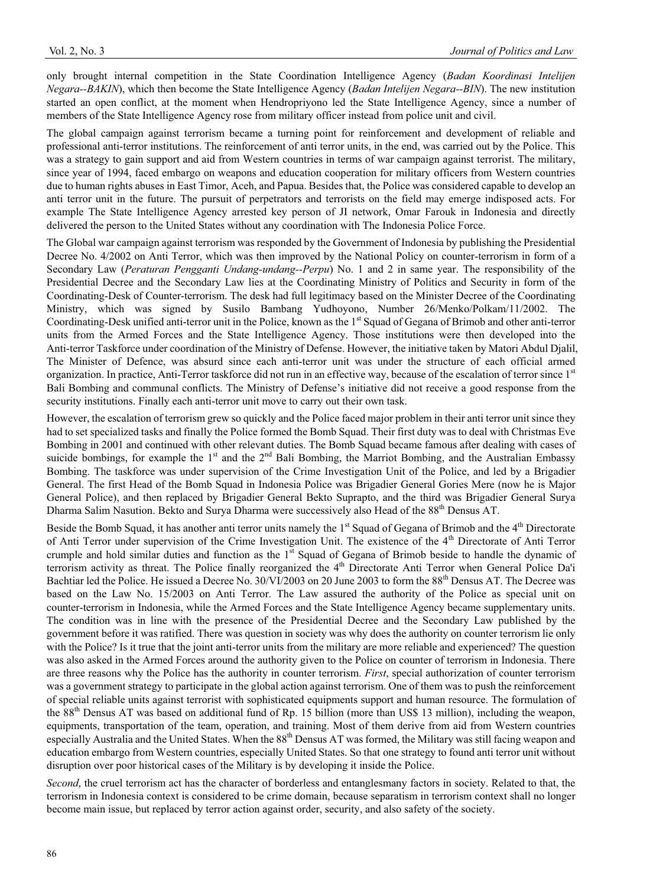only brought internal competition in the State Coordination Intelligence Agency (*Badan Koordinasi Intelijen Negara--BAKIN*), which then become the State Intelligence Agency (*Badan Intelijen Negara--BIN*). The new institution started an open conflict, at the moment when Hendropriyono led the State Intelligence Agency, since a number of members of the State Intelligence Agency rose from military officer instead from police unit and civil.

The global campaign against terrorism became a turning point for reinforcement and development of reliable and professional anti-terror institutions. The reinforcement of anti terror units, in the end, was carried out by the Police. This was a strategy to gain support and aid from Western countries in terms of war campaign against terrorist. The military, since year of 1994, faced embargo on weapons and education cooperation for military officers from Western countries due to human rights abuses in East Timor, Aceh, and Papua. Besides that, the Police was considered capable to develop an anti terror unit in the future. The pursuit of perpetrators and terrorists on the field may emerge indisposed acts. For example The State Intelligence Agency arrested key person of JI network, Omar Farouk in Indonesia and directly delivered the person to the United States without any coordination with The Indonesia Police Force.

The Global war campaign against terrorism was responded by the Government of Indonesia by publishing the Presidential Decree No. 4/2002 on Anti Terror, which was then improved by the National Policy on counter-terrorism in form of a Secondary Law (*Peraturan Pengganti Undang-undang--Perpu*) No. 1 and 2 in same year. The responsibility of the Presidential Decree and the Secondary Law lies at the Coordinating Ministry of Politics and Security in form of the Coordinating-Desk of Counter-terrorism. The desk had full legitimacy based on the Minister Decree of the Coordinating Ministry, which was signed by Susilo Bambang Yudhoyono, Number 26/Menko/Polkam/11/2002. The Coordinating-Desk unified anti-terror unit in the Police, known as the 1st Squad of Gegana of Brimob and other anti-terror units from the Armed Forces and the State Intelligence Agency. Those institutions were then developed into the Anti-terror Taskforce under coordination of the Ministry of Defense. However, the initiative taken by Matori Abdul Djalil, The Minister of Defence, was absurd since each anti-terror unit was under the structure of each official armed organization. In practice, Anti-Terror taskforce did not run in an effective way, because of the escalation of terror since 1st Bali Bombing and communal conflicts. The Ministry of Defense's initiative did not receive a good response from the security institutions. Finally each anti-terror unit move to carry out their own task.

However, the escalation of terrorism grew so quickly and the Police faced major problem in their anti terror unit since they had to set specialized tasks and finally the Police formed the Bomb Squad. Their first duty was to deal with Christmas Eve Bombing in 2001 and continued with other relevant duties. The Bomb Squad became famous after dealing with cases of suicide bombings, for example the 1st and the 2nd Bali Bombing, the Marriot Bombing, and the Australian Embassy Bombing. The taskforce was under supervision of the Crime Investigation Unit of the Police, and led by a Brigadier General. The first Head of the Bomb Squad in Indonesia Police was Brigadier General Gories Mere (now he is Major General Police), and then replaced by Brigadier General Bekto Suprapto, and the third was Brigadier General Surya Dharma Salim Nasution. Bekto and Surya Dharma were successively also Head of the 88th Densus AT.

Beside the Bomb Squad, it has another anti terror units namely the 1st Squad of Gegana of Brimob and the 4th Directorate of Anti Terror under supervision of the Crime Investigation Unit. The existence of the 4th Directorate of Anti Terror crumple and hold similar duties and function as the 1st Squad of Gegana of Brimob beside to handle the dynamic of terrorism activity as threat. The Police finally reorganized the 4th Directorate Anti Terror when General Police Da'i Bachtiar led the Police. He issued a Decree No. 30/VI/2003 on 20 June 2003 to form the 88th Densus AT. The Decree was based on the Law No. 15/2003 on Anti Terror. The Law assured the authority of the Police as special unit on counter-terrorism in Indonesia, while the Armed Forces and the State Intelligence Agency became supplementary units. The condition was in line with the presence of the Presidential Decree and the Secondary Law published by the government before it was ratified. There was question in society was why does the authority on counter terrorism lie only with the Police? Is it true that the joint anti-terror units from the military are more reliable and experienced? The question was also asked in the Armed Forces around the authority given to the Police on counter of terrorism in Indonesia. There are three reasons why the Police has the authority in counter terrorism. *First*, special authorization of counter terrorism was a government strategy to participate in the global action against terrorism. One of them was to push the reinforcement of special reliable units against terrorist with sophisticated equipments support and human resource. The formulation of the 88th Densus AT was based on additional fund of Rp. 15 billion (more than US$ 13 million), including the weapon, equipments, transportation of the team, operation, and training. Most of them derive from aid from Western countries especially Australia and the United States. When the 88th Densus AT was formed, the Military was still facing weapon and education embargo from Western countries, especially United States. So that one strategy to found anti terror unit without disruption over poor historical cases of the Military is by developing it inside the Police.

*Second*, the cruel terrorism act has the character of borderless and entanglesmany factors in society. Related to that, the terrorism in Indonesia context is considered to be crime domain, because separatism in terrorism context shall no longer become main issue, but replaced by terror action against order, security, and also safety of the society.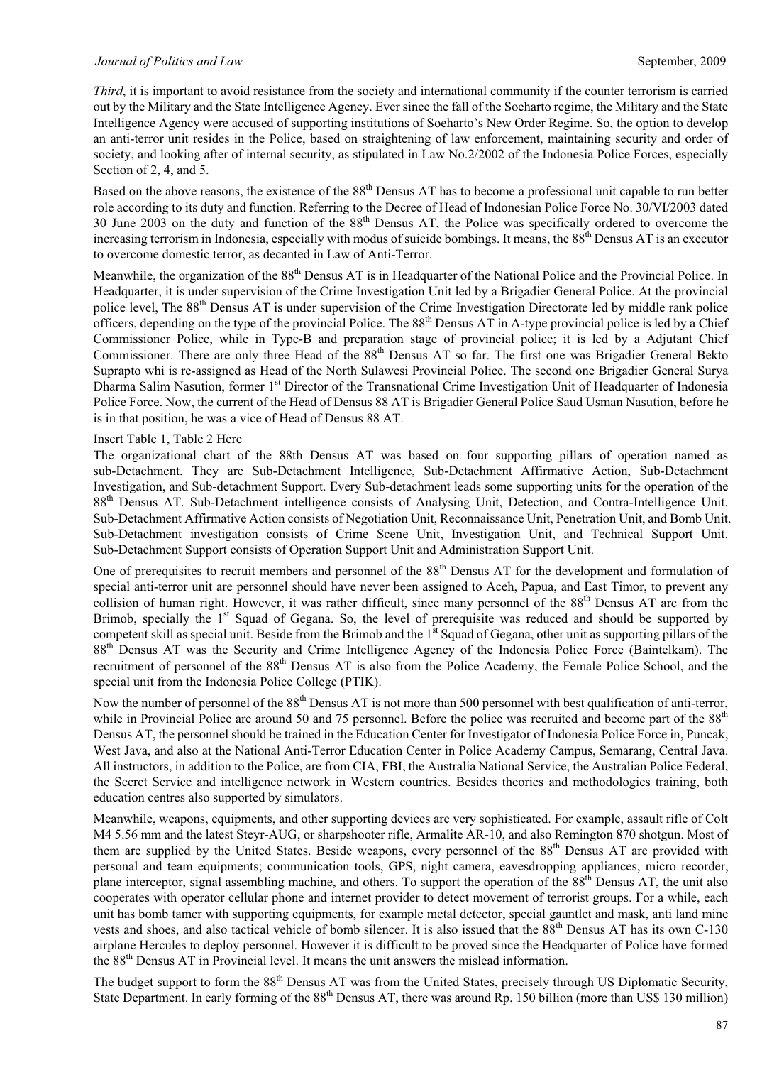*Third*, it is important to avoid resistance from the society and international community if the counter terrorism is carried out by the Military and the State Intelligence Agency. Ever since the fall of the Soeharto regime, the Military and the State Intelligence Agency were accused of supporting institutions of Soeharto's New Order Regime. So, the option to develop an anti-terror unit resides in the Police, based on straightening of law enforcement, maintaining security and order of society, and looking after of internal security, as stipulated in Law No.2/2002 of the Indonesia Police Forces, especially Section of 2, 4, and 5.

Based on the above reasons, the existence of the 88th Densus AT has to become a professional unit capable to run better role according to its duty and function. Referring to the Decree of Head of Indonesian Police Force No. 30/VI/2003 dated 30 June 2003 on the duty and function of the 88th Densus AT, the Police was specifically ordered to overcome the increasing terrorism in Indonesia, especially with modus of suicide bombings. It means, the 88th Densus AT is an executor to overcome domestic terror, as decanted in Law of Anti-Terror.

Meanwhile, the organization of the 88th Densus AT is in Headquarter of the National Police and the Provincial Police. In Headquarter, it is under supervision of the Crime Investigation Unit led by a Brigadier General Police. At the provincial police level, The 88th Densus AT is under supervision of the Crime Investigation Directorate led by middle rank police officers, depending on the type of the provincial Police. The 88th Densus AT in A-type provincial police is led by a Chief Commissioner Police, while in Type-B and preparation stage of provincial police; it is led by a Adjutant Chief Commissioner. There are only three Head of the 88th Densus AT so far. The first one was Brigadier General Bekto Suprapto whi is re-assigned as Head of the North Sulawesi Provincial Police. The second one Brigadier General Surya Dharma Salim Nasution, former 1st Director of the Transnational Crime Investigation Unit of Headquarter of Indonesia Police Force. Now, the current of the Head of Densus 88 AT is Brigadier General Police Saud Usman Nasution, before he is in that position, he was a vice of Head of Densus 88 AT.

Insert Table 1, Table 2 Here

The organizational chart of the 88th Densus AT was based on four supporting pillars of operation named as sub-Detachment. They are Sub-Detachment Intelligence, Sub-Detachment Affirmative Action, Sub-Detachment Investigation, and Sub-detachment Support. Every Sub-detachment leads some supporting units for the operation of the 88th Densus AT. Sub-Detachment intelligence consists of Analysing Unit, Detection, and Contra-Intelligence Unit. Sub-Detachment Affirmative Action consists of Negotiation Unit, Reconnaissance Unit, Penetration Unit, and Bomb Unit. Sub-Detachment investigation consists of Crime Scene Unit, Investigation Unit, and Technical Support Unit. Sub-Detachment Support consists of Operation Support Unit and Administration Support Unit.

One of prerequisites to recruit members and personnel of the 88th Densus AT for the development and formulation of special anti-terror unit are personnel should have never been assigned to Aceh, Papua, and East Timor, to prevent any collision of human right. However, it was rather difficult, since many personnel of the 88th Densus AT are from the Brimob, specially the 1st Squad of Gegana. So, the level of prerequisite was reduced and should be supported by competent skill as special unit. Beside from the Brimob and the 1st Squad of Gegana, other unit as supporting pillars of the 88th Densus AT was the Security and Crime Intelligence Agency of the Indonesia Police Force (Baintelkam). The recruitment of personnel of the 88th Densus AT is also from the Police Academy, the Female Police School, and the special unit from the Indonesia Police College (PTIK).

Now the number of personnel of the 88th Densus AT is not more than 500 personnel with best qualification of anti-terror, while in Provincial Police are around 50 and 75 personnel. Before the police was recruited and become part of the 88th Densus AT, the personnel should be trained in the Education Center for Investigator of Indonesia Police Force in, Puncak, West Java, and also at the National Anti-Terror Education Center in Police Academy Campus, Semarang, Central Java. All instructors, in addition to the Police, are from CIA, FBI, the Australia National Service, the Australian Police Federal, the Secret Service and also intelligence network in Western countries. Besides theories and methodologies training, both education centres also supported by simulators.

Meanwhile, weapons, equipments, and other supporting devices are very sophisticated. For example, assault rifle of Colt M4 5.56 mm and the latest Steyr-AUG, or sharpshooter rifle, Armalite AR-10, and also Remington 870 shotgun. Most of them are supplied by the United States. Beside weapons, every personnel of the 88th Densus AT are provided with personal and team equipments; communication tools, GPS, night camera, eavesdropping appliances, micro recorder, plane interceptor, signal assembling machine, and others. To support the operation of the 88th Densus AT, the unit also cooperates with operator cellular phone and internet provider to detect movement of terrorist groups. For a while, each unit has bomb tamer with supporting equipments, for example metal detector, special gauntlet and mask, anti land mine vests and shoes, and also tactical vehicle of bomb silencer. It is also issued that the 88th Densus AT has its own C-130 airplane Hercules to deploy personnel. However it is difficult to be proved since the Headquarter of Police have formed the 88th Densus AT in Provincial level. It means the unit answers the mislead information.

The budget support to form the 88th Densus AT was from the United States, precisely through US Diplomatic Security, State Department. In early forming of the 88th Densus AT, there was around Rp. 150 billion (more than US$ 130 million)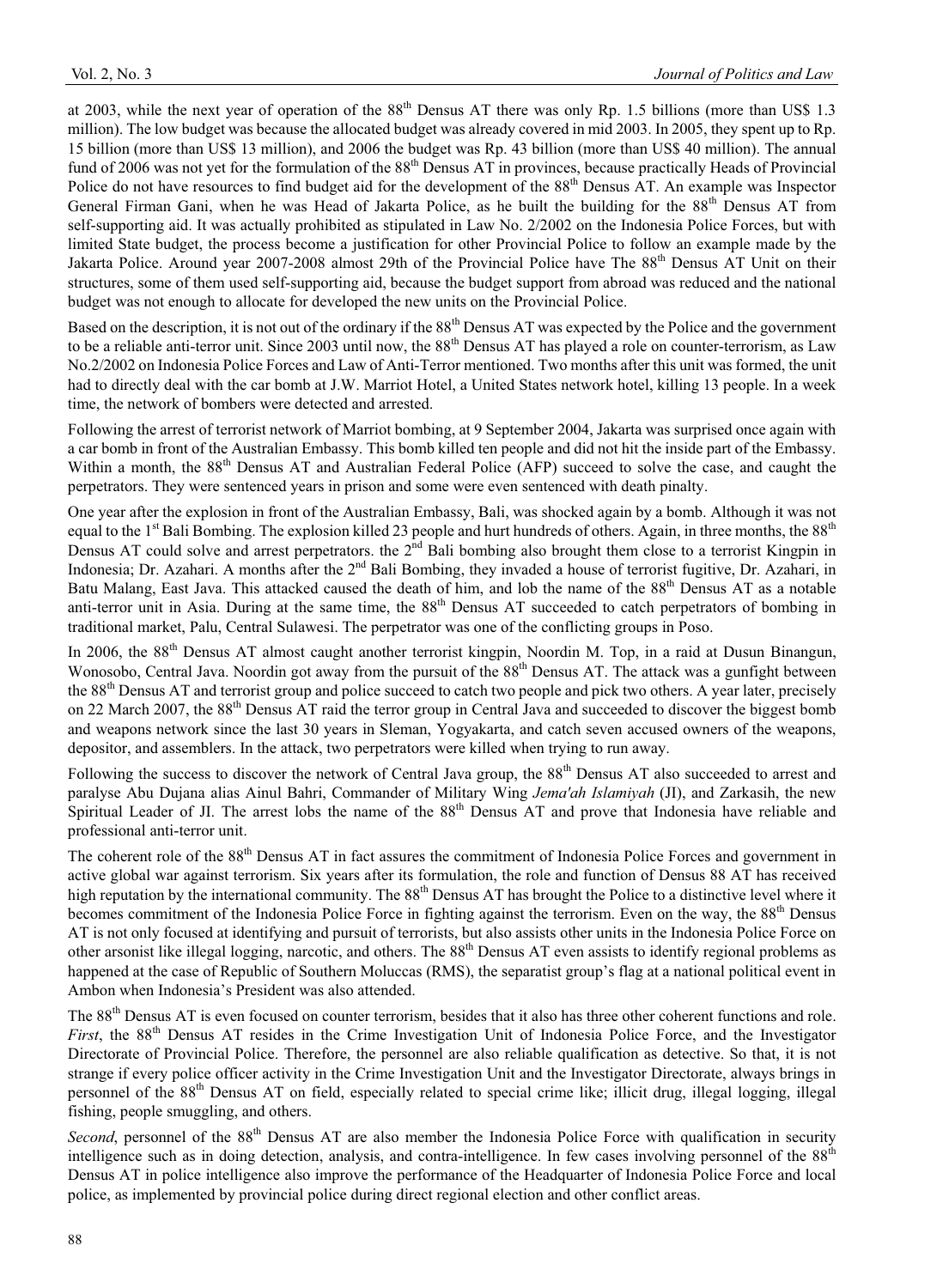at 2003, while the next year of operation of the 88th Densus AT there was only Rp. 1.5 billions (more than US$ 1.3 million). The low budget was because the allocated budget was already covered in mid 2003. In 2005, they spent up to Rp. 15 billion (more than US$ 13 million), and 2006 the budget was Rp. 43 billion (more than US$ 40 million). The annual fund of 2006 was not yet for the formulation of the 88th Densus AT in provinces, because practically Heads of Provincial Police do not have resources to find budget aid for the development of the 88th Densus AT. An example was Inspector General Firman Gani, when he was Head of Jakarta Police, as he built the building for the 88th Densus AT from self-supporting aid. It was actually prohibited as stipulated in Law No. 2/2002 on the Indonesia Police Forces, but with limited State budget, the process become a justification for other Provincial Police to follow an example made by the Jakarta Police. Around year 2007-2008 almost 29th of the Provincial Police have The 88th Densus AT Unit on their structures, some of them used self-supporting aid, because the budget support from abroad was reduced and the national budget was not enough to allocate for developed the new units on the Provincial Police.

Based on the description, it is not out of the ordinary if the 88th Densus AT was expected by the Police and the government to be a reliable anti-terror unit. Since 2003 until now, the 88th Densus AT has played a role on counter-terrorism, as Law No.2/2002 on Indonesia Police Forces and Law of Anti-Terror mentioned. Two months after this unit was formed, the unit had to directly deal with the car bomb at J.W. Marriot Hotel, a United States network hotel, killing 13 people. In a week time, the network of bombers were detected and arrested.

Following the arrest of terrorist network of Marriot bombing, at 9 September 2004, Jakarta was surprised once again with a car bomb in front of the Australian Embassy. This bomb killed ten people and did not hit the inside part of the Embassy. Within a month, the 88th Densus AT and Australian Federal Police (AFP) succeed to solve the case, and caught the perpetrators. They were sentenced years in prison and some were even sentenced with death pinalty.

One year after the explosion in front of the Australian Embassy, Bali, was shocked again by a bomb. Although it was not equal to the 1st Bali Bombing. The explosion killed 23 people and hurt hundreds of others. Again, in three months, the 88th Densus AT could solve and arrest perpetrators. the 2nd Bali bombing also brought them close to a terrorist Kingpin in Indonesia; Dr. Azahari. A months after the 2nd Bali Bombing, they invaded a house of terrorist fugitive, Dr. Azahari, in Batu Malang, East Java. This attacked caused the death of him, and lob the name of the 88th Densus AT as a notable anti-terror unit in Asia. During at the same time, the 88th Densus AT succeeded to catch perpetrators of bombing in traditional market, Palu, Central Sulawesi. The perpetrator was one of the conflicting groups in Poso.

In 2006, the 88th Densus AT almost caught another terrorist kingpin, Noordin M. Top, in a raid at Dusun Binangun, Wonosobo, Central Java. Noordin got away from the pursuit of the 88th Densus AT. The attack was a gunfight between the 88th Densus AT and terrorist group and police succeed to catch two people and pick two others. A year later, precisely on 22 March 2007, the 88th Densus AT raid the terror group in Central Java and succeeded to discover the biggest bomb and weapons network since the last 30 years in Sleman, Yogyakarta, and catch seven accused owners of the weapons, depositor, and assemblers. In the attack, two perpetrators were killed when trying to run away.

Following the success to discover the network of Central Java group, the 88th Densus AT also succeeded to arrest and paralyse Abu Dujana alias Ainul Bahri, Commander of Military Wing *Jema'ah Islamiyah* (JI), and Zarkasih, the new Spiritual Leader of JI. The arrest lobs the name of the 88th Densus AT and prove that Indonesia have reliable and professional anti-terror unit.

The coherent role of the 88th Densus AT in fact assures the commitment of Indonesia Police Forces and government in active global war against terrorism. Six years after its formulation, the role and function of Densus 88 AT has received high reputation by the international community. The 88th Densus AT has brought the Police to a distinctive level where it becomes commitment of the Indonesia Police Force in fighting against the terrorism. Even on the way, the 88th Densus AT is not only focused at identifying and pursuit of terrorists, but also assists other units in the Indonesia Police Force on other arsonist like illegal logging, narcotic, and others. The 88th Densus AT even assists to identify regional problems as happened at the case of Republic of Southern Moluccas (RMS), the separatist group's flag at a national political event in Ambon when Indonesia's President was also attended.

The 88th Densus AT is even focused on counter terrorism, besides that it also has three other coherent functions and role. *First*, the 88th Densus AT resides in the Crime Investigation Unit of Indonesia Police Force, and the Investigator Directorate of Provincial Police. Therefore, the personnel are also reliable qualification as detective. So that, it is not strange if every police officer activity in the Crime Investigation Unit and the Investigator Directorate, always brings in personnel of the 88th Densus AT on field, especially related to special crime like; illicit drug, illegal logging, illegal fishing, people smuggling, and others.

*Second*, personnel of the 88th Densus AT are also member the Indonesia Police Force with qualification in security intelligence such as in doing detection, analysis, and contra-intelligence. In few cases involving personnel of the 88th Densus AT in police intelligence also improve the performance of the Headquarter of Indonesia Police Force and local police, as implemented by provincial police during direct regional election and other conflict areas.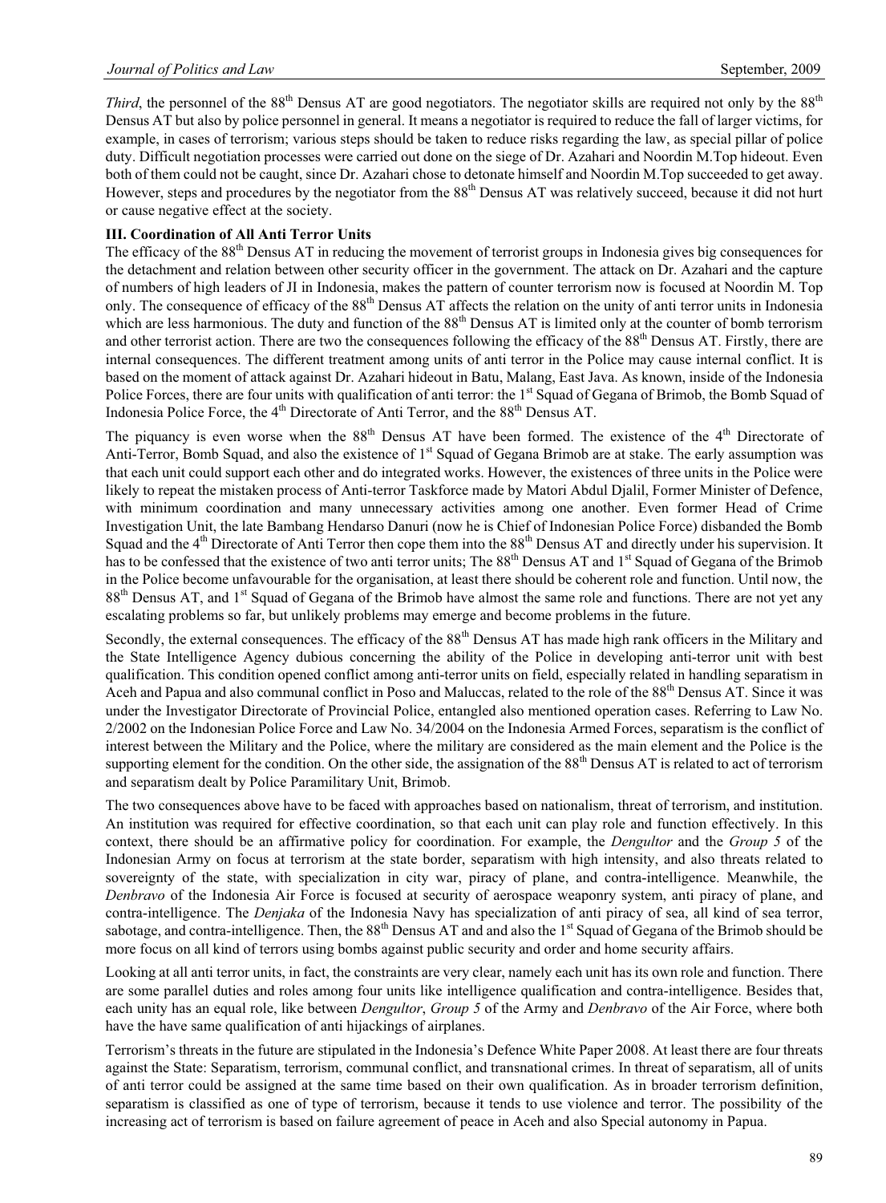*Third*, the personnel of the 88th Densus AT are good negotiators. The negotiator skills are required not only by the 88th Densus AT but also by police personnel in general. It means a negotiator is required to reduce the fall of larger victims, for example, in cases of terrorism; various steps should be taken to reduce risks regarding the law, as special pillar of police duty. Difficult negotiation processes were carried out done on the siege of Dr. Azahari and Noordin M.Top hideout. Even both of them could not be caught, since Dr. Azahari chose to detonate himself and Noordin M.Top succeeded to get away. However, steps and procedures by the negotiator from the 88th Densus AT was relatively succeed, because it did not hurt or cause negative effect at the society.

**III. Coordination of All Anti Terror Units**

The efficacy of the 88th Densus AT in reducing the movement of terrorist groups in Indonesia gives big consequences for the detachment and relation between other security officer in the government. The attack on Dr. Azahari and the capture of numbers of high leaders of JI in Indonesia, makes the pattern of counter terrorism now is focused at Noordin M. Top only. The consequence of efficacy of the 88th Densus AT affects the relation on the unity of anti terror units in Indonesia which are less harmonious. The duty and function of the 88th Densus AT is limited only at the counter of bomb terrorism and other terrorist action. There are two the consequences following the efficacy of the 88th Densus AT. Firstly, there are internal consequences. The different treatment among units of anti terror in the Police may cause internal conflict. It is based on the moment of attack against Dr. Azahari hideout in Batu, Malang, East Java. As known, inside of the Indonesia Police Forces, there are four units with qualification of anti terror: the 1st Squad of Gegana of Brimob, the Bomb Squad of Indonesia Police Force, the 4th Directorate of Anti Terror, and the 88th Densus AT.

The piquancy is even worse when the 88th Densus AT have been formed. The existence of the 4th Directorate of Anti-Terror, Bomb Squad, and also the existence of 1st Squad of Gegana Brimob are at stake. The early assumption was that each unit could support each other and do integrated works. However, the existences of three units in the Police were likely to repeat the mistaken process of Anti-terror Taskforce made by Matori Abdul Djalil, Former Minister of Defence, with minimum coordination and many unnecessary activities among one another. Even former Head of Crime Investigation Unit, the late Bambang Hendarso Danuri (now he is Chief of Indonesian Police Force) disbanded the Bomb Squad and the 4th Directorate of Anti Terror then cope them into the 88th Densus AT and directly under his supervision. It has to be confessed that the existence of two anti terror units; The 88th Densus AT and 1st Squad of Gegana of the Brimob in the Police become unfavourable for the organisation, at least there should be coherent role and function. Until now, the 88th Densus AT, and 1st Squad of Gegana of the Brimob have almost the same role and functions. There are not yet any escalating problems so far, but unlikely problems may emerge and become problems in the future.

Secondly, the external consequences. The efficacy of the 88th Densus AT has made high rank officers in the Military and the State Intelligence Agency dubious concerning the ability of the Police in developing anti-terror unit with best qualification. This condition opened conflict among anti-terror units on field, especially related in handling separatism in Aceh and Papua and also communal conflict in Poso and Maluccas, related to the role of the 88th Densus AT. Since it was under the Investigator Directorate of Provincial Police, entangled also mentioned operation cases. Referring to Law No. 2/2002 on the Indonesian Police Force and Law No. 34/2004 on the Indonesia Armed Forces, separatism is the conflict of interest between the Military and the Police, where the military are considered as the main element and the Police is the supporting element for the condition. On the other side, the assignation of the 88th Densus AT is related to act of terrorism and separatism dealt by Police Paramilitary Unit, Brimob.

The two consequences above have to be faced with approaches based on nationalism, threat of terrorism, and institution. An institution was required for effective coordination, so that each unit can play role and function effectively. In this context, there should be an affirmative policy for coordination. For example, the *Dengultor* and the *Group 5* of the Indonesian Army on focus at terrorism at the state border, separatism with high intensity, and also threats related to sovereignty of the state, with specialization in city war, piracy of plane, and contra-intelligence. Meanwhile, the *Denbravo* of the Indonesia Air Force is focused at security of aerospace weaponry system, anti piracy of plane, and contra-intelligence. The *Denjaka* of the Indonesia Navy has specialization of anti piracy of sea, all kind of sea terror, sabotage, and contra-intelligence. Then, the 88th Densus AT and and also the 1st Squad of Gegana of the Brimob should be more focus on all kind of terrors using bombs against public security and order and home security affairs.

Looking at all anti terror units, in fact, the constraints are very clear, namely each unit has its own role and function. There are some parallel duties and roles among four units like intelligence qualification and contra-intelligence. Besides that, each unity has an equal role, like between *Dengultor*, *Group 5* of the Army and *Denbravo* of the Air Force, where both have the have same qualification of anti hijackings of airplanes.

Terrorism's threats in the future are stipulated in the Indonesia's Defence White Paper 2008. At least there are four threats against the State: Separatism, terrorism, communal conflict, and transnational crimes. In threat of separatism, all of units of anti terror could be assigned at the same time based on their own qualification. As in broader terrorism definition, separatism is classified as one of type of terrorism, because it tends to use violence and terror. The possibility of the increasing act of terrorism is based on failure agreement of peace in Aceh and also Special autonomy in Papua.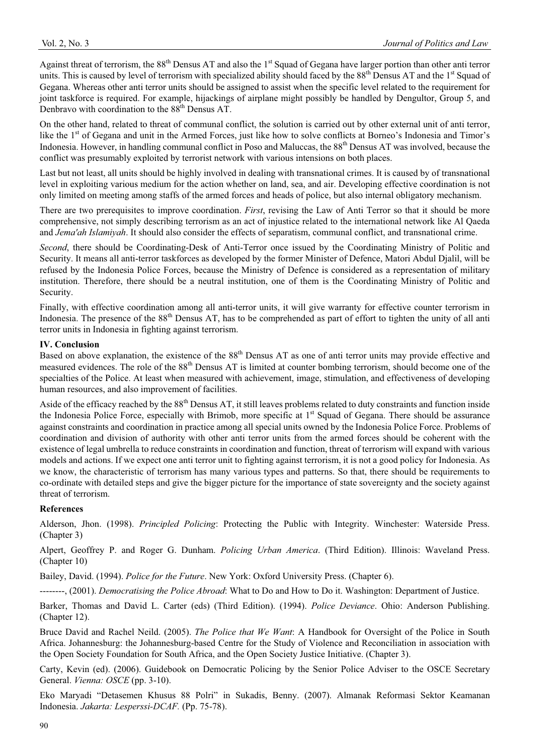Against threat of terrorism, the 88th Densus AT and also the 1st Squad of Gegana have larger portion than other anti terror units. This is caused by level of terrorism with specialized ability should faced by the 88th Densus AT and the 1st Squad of Gegana. Whereas other anti terror units should be assigned to assist when the specific level related to the requirement for joint taskforce is required. For example, hijackings of airplane might possibly be handled by Dengultor, Group 5, and Denbravo with coordination to the 88th Densus AT.

On the other hand, related to threat of communal conflict, the solution is carried out by other external unit of anti terror, like the 1st of Gegana and unit in the Armed Forces, just like how to solve conflicts at Borneo's Indonesia and Timor's Indonesia. However, in handling communal conflict in Poso and Maluccas, the 88th Densus AT was involved, because the conflict was presumably exploited by terrorist network with various intensions on both places.

Last but not least, all units should be highly involved in dealing with transnational crimes. It is caused by of transnational level in exploiting various medium for the action whether on land, sea, and air. Developing effective coordination is not only limited on meeting among staffs of the armed forces and heads of police, but also internal obligatory mechanism.

There are two prerequisites to improve coordination. *First*, revising the Law of Anti Terror so that it should be more comprehensive, not simply describing terrorism as an act of injustice related to the international network like Al Qaeda and *Jema'ah Islamiyah*. It should also consider the effects of separatism, communal conflict, and transnational crime.

*Second*, there should be Coordinating-Desk of Anti-Terror once issued by the Coordinating Ministry of Politic and Security. It means all anti-terror taskforces as developed by the former Minister of Defence, Matori Abdul Djalil, will be refused by the Indonesia Police Forces, because the Ministry of Defence is considered as a representation of military institution. Therefore, there should be a neutral institution, one of them is the Coordinating Ministry of Politic and Security.

Finally, with effective coordination among all anti-terror units, it will give warranty for effective counter terrorism in Indonesia. The presence of the 88th Densus AT, has to be comprehended as part of effort to tighten the unity of all anti terror units in Indonesia in fighting against terrorism.

## IV. Conclusion

Based on above explanation, the existence of the 88th Densus AT as one of anti terror units may provide effective and measured evidences. The role of the 88th Densus AT is limited at counter bombing terrorism, should become one of the specialties of the Police. At least when measured with achievement, image, stimulation, and effectiveness of developing human resources, and also improvement of facilities.

Aside of the efficacy reached by the 88th Densus AT, it still leaves problems related to duty constraints and function inside the Indonesia Police Force, especially with Brimob, more specific at 1st Squad of Gegana. There should be assurance against constraints and coordination in practice among all special units owned by the Indonesia Police Force. Problems of coordination and division of authority with other anti terror units from the armed forces should be coherent with the existence of legal umbrella to reduce constraints in coordination and function, threat of terrorism will expand with various models and actions. If we expect one anti terror unit to fighting against terrorism, it is not a good policy for Indonesia. As we know, the characteristic of terrorism has many various types and patterns. So that, there should be requirements to co-ordinate with detailed steps and give the bigger picture for the importance of state sovereignty and the society against threat of terrorism.

## References

Alderson, Jhon. (1998). *Principled Policing*: Protecting the Public with Integrity. Winchester: Waterside Press. (Chapter 3)

Alpert, Geoffrey P. and Roger G. Dunham. *Policing Urban America*. (Third Edition). Illinois: Waveland Press. (Chapter 10)

Bailey, David. (1994). *Police for the Future*. New York: Oxford University Press. (Chapter 6).

--------, (2001). *Democratising the Police Abroad*: What to Do and How to Do it. Washington: Department of Justice.

Barker, Thomas and David L. Carter (eds) (Third Edition). (1994). *Police Deviance*. Ohio: Anderson Publishing. (Chapter 12).

Bruce David and Rachel Neild. (2005). *The Police that We Want*: A Handbook for Oversight of the Police in South Africa. Johannesburg: the Johannesburg-based Centre for the Study of Violence and Reconciliation in association with the Open Society Foundation for South Africa, and the Open Society Justice Initiative. (Chapter 3).

Carty, Kevin (ed). (2006). Guidebook on Democratic Policing by the Senior Police Adviser to the OSCE Secretary General. *Vienna: OSCE* (pp. 3-10).

Eko Maryadi "Detasemen Khusus 88 Polri" in Sukadis, Benny. (2007). Almanak Reformasi Sektor Keamanan Indonesia. *Jakarta: Lesperssi-DCAF.* (Pp. 75-78).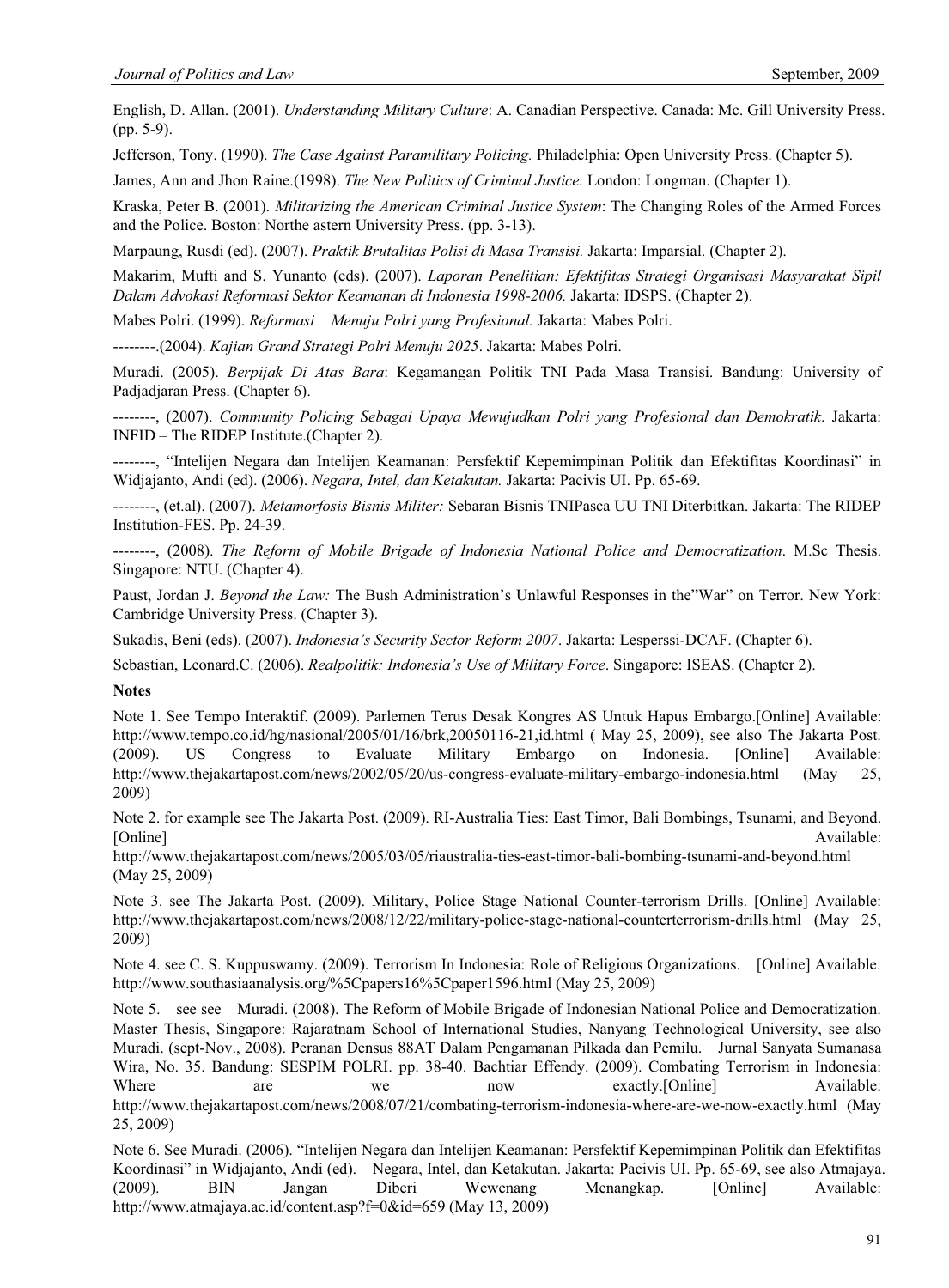English, D. Allan. (2001). *Understanding Military Culture*: A. Canadian Perspective. Canada: Mc. Gill University Press. (pp. 5-9).

Jefferson, Tony. (1990). *The Case Against Paramilitary Policing.* Philadelphia: Open University Press. (Chapter 5).

James, Ann and Jhon Raine.(1998). *The New Politics of Criminal Justice.* London: Longman. (Chapter 1).

Kraska, Peter B. (2001). *Militarizing the American Criminal Justice System*: The Changing Roles of the Armed Forces and the Police. Boston: Northe astern University Press. (pp. 3-13).

Marpaung, Rusdi (ed). (2007). *Praktik Brutalitas Polisi di Masa Transisi.* Jakarta: Imparsial. (Chapter 2).

Makarim, Mufti and S. Yunanto (eds). (2007). *Laporan Penelitian: Efektifitas Strategi Organisasi Masyarakat Sipil Dalam Advokasi Reformasi Sektor Keamanan di Indonesia 1998-2006.* Jakarta: IDSPS. (Chapter 2).

Mabes Polri. (1999). *Reformasi Menuju Polri yang Profesional.* Jakarta: Mabes Polri.

--------.(2004). *Kajian Grand Strategi Polri Menuju 2025*. Jakarta: Mabes Polri.

Muradi. (2005). *Berpijak Di Atas Bara*: Kegamangan Politik TNI Pada Masa Transisi. Bandung: University of Padjadjaran Press. (Chapter 6).

--------, (2007). *Community Policing Sebagai Upaya Mewujudkan Polri yang Profesional dan Demokratik*. Jakarta: INFID – The RIDEP Institute.(Chapter 2).

--------, "Intelijen Negara dan Intelijen Keamanan: Persfektif Kepemimpinan Politik dan Efektifitas Koordinasi" in Widjajanto, Andi (ed). (2006). *Negara, Intel, dan Ketakutan.* Jakarta: Pacivis UI. Pp. 65-69.

--------, (et.al). (2007). *Metamorfosis Bisnis Militer:* Sebaran Bisnis TNIPasca UU TNI Diterbitkan. Jakarta: The RIDEP Institution-FES. Pp. 24-39.

--------, (2008). *The Reform of Mobile Brigade of Indonesia National Police and Democratization*. M.Sc Thesis. Singapore: NTU. (Chapter 4).

Paust, Jordan J. *Beyond the Law:* The Bush Administration's Unlawful Responses in the"War" on Terror. New York: Cambridge University Press. (Chapter 3).

Sukadis, Beni (eds). (2007). *Indonesia's Security Sector Reform 2007*. Jakarta: Lesperssi-DCAF. (Chapter 6).

Sebastian, Leonard.C. (2006). *Realpolitik: Indonesia's Use of Military Force*. Singapore: ISEAS. (Chapter 2).

**Notes**

Note 1. See Tempo Interaktif. (2009). Parlemen Terus Desak Kongres AS Untuk Hapus Embargo.[Online] Available: http://www.tempo.co.id/hg/nasional/2005/01/16/brk,20050116-21,id.html ( May 25, 2009), see also The Jakarta Post. (2009). US Congress to Evaluate Military Embargo on Indonesia. [Online] Available: http://www.thejakartapost.com/news/2002/05/20/us-congress-evaluate-military-embargo-indonesia.html (May 25, 2009)

Note 2. for example see The Jakarta Post. (2009). RI-Australia Ties: East Timor, Bali Bombings, Tsunami, and Beyond. [Online] Available: http://www.thejakartapost.com/news/2005/03/05/riaustralia-ties-east-timor-bali-bombing-tsunami-and-beyond.html (May 25, 2009)

Note 3. see The Jakarta Post. (2009). Military, Police Stage National Counter-terrorism Drills. [Online] Available: http://www.thejakartapost.com/news/2008/12/22/military-police-stage-national-counterterrorism-drills.html (May 25, 2009)

Note 4. see C. S. Kuppuswamy. (2009). Terrorism In Indonesia: Role of Religious Organizations. [Online] Available: http://www.southasiaanalysis.org/%5Cpapers16%5Cpaper1596.html (May 25, 2009)

Note 5. see see Muradi. (2008). The Reform of Mobile Brigade of Indonesian National Police and Democratization. Master Thesis, Singapore: Rajaratnam School of International Studies, Nanyang Technological University, see also Muradi. (sept-Nov., 2008). Peranan Densus 88AT Dalam Pengamanan Pilkada dan Pemilu. Jurnal Sanyata Sumanasa Wira, No. 35. Bandung: SESPIM POLRI. pp. 38-40. Bachtiar Effendy. (2009). Combating Terrorism in Indonesia: Where are we now exactly.[Online] Available: http://www.thejakartapost.com/news/2008/07/21/combating-terrorism-indonesia-where-are-we-now-exactly.html (May 25, 2009)

Note 6. See Muradi. (2006). "Intelijen Negara dan Intelijen Keamanan: Persfektif Kepemimpinan Politik dan Efektifitas Koordinasi" in Widjajanto, Andi (ed). Negara, Intel, dan Ketakutan. Jakarta: Pacivis UI. Pp. 65-69, see also Atmajaya. (2009). BIN Jangan Diberi Wewenang Menangkap. [Online] Available: http://www.atmajaya.ac.id/content.asp?f=0&id=659 (May 13, 2009)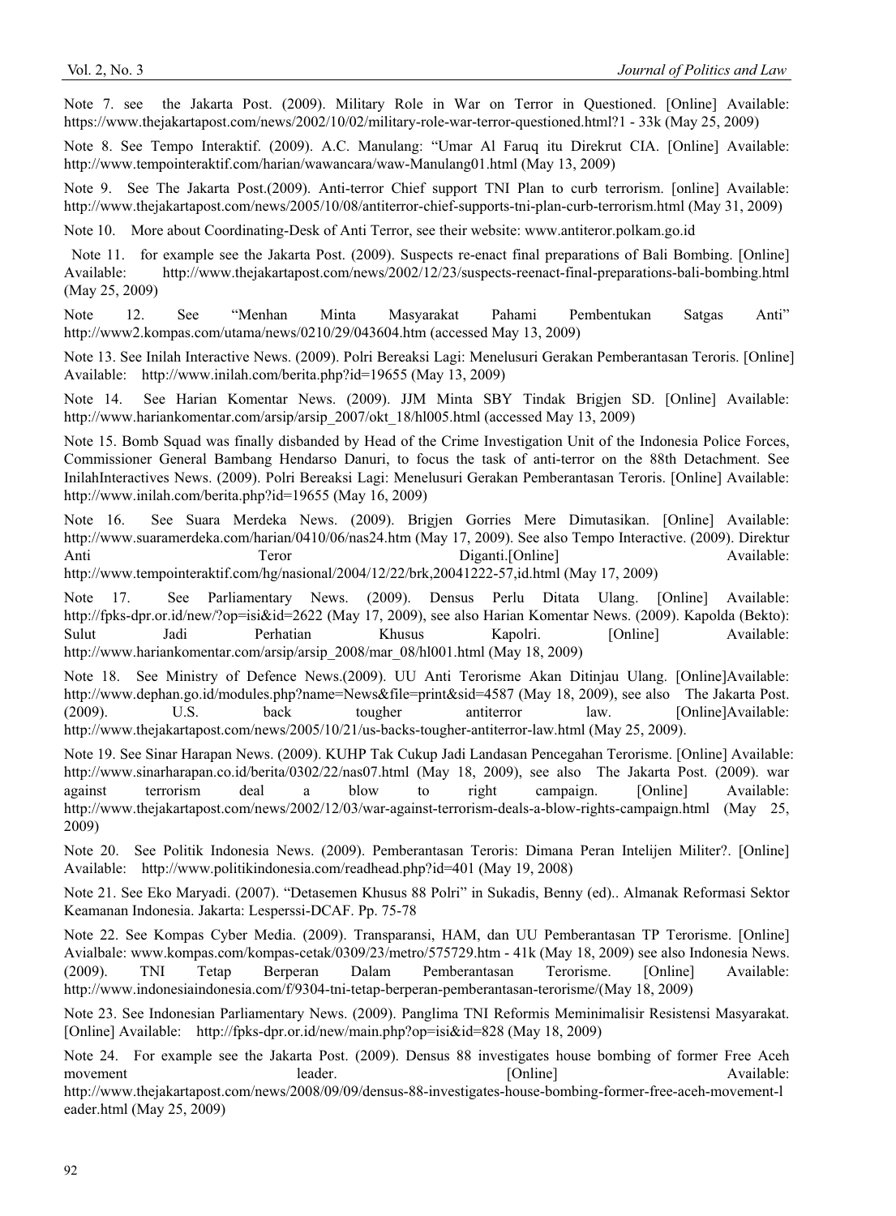Note 7. see the Jakarta Post. (2009). Military Role in War on Terror in Questioned. [Online] Available: https://www.thejakartapost.com/news/2002/10/02/military-role-war-terror-questioned.html?1 - 33k (May 25, 2009)

Note 8. See Tempo Interaktif. (2009). A.C. Manulang: "Umar Al Faruq itu Direkrut CIA. [Online] Available: http://www.tempointeraktif.com/harian/wawancara/waw-Manulang01.html (May 13, 2009)

Note 9. See The Jakarta Post.(2009). Anti-terror Chief support TNI Plan to curb terrorism. [online] Available: http://www.thejakartapost.com/news/2005/10/08/antiterror-chief-supports-tni-plan-curb-terrorism.html (May 31, 2009)

Note 10. More about Coordinating-Desk of Anti Terror, see their website: www.antiteror.polkam.go.id

Note 11. for example see the Jakarta Post. (2009). Suspects re-enact final preparations of Bali Bombing. [Online] Available: http://www.thejakartapost.com/news/2002/12/23/suspects-reenact-final-preparations-bali-bombing.html (May 25, 2009)

Note 12. See "Menhan Minta Masyarakat Pahami Pembentukan Satgas Anti" http://www2.kompas.com/utama/news/0210/29/043604.htm (accessed May 13, 2009)

Note 13. See Inilah Interactive News. (2009). Polri Bereaksi Lagi: Menelusuri Gerakan Pemberantasan Teroris. [Online] Available: http://www.inilah.com/berita.php?id=19655 (May 13, 2009)

Note 14. See Harian Komentar News. (2009). JJM Minta SBY Tindak Brigjen SD. [Online] Available: http://www.hariankomentar.com/arsip/arsip_2007/okt_18/hl005.html (accessed May 13, 2009)

Note 15. Bomb Squad was finally disbanded by Head of the Crime Investigation Unit of the Indonesia Police Forces, Commissioner General Bambang Hendarso Danuri, to focus the task of anti-terror on the 88th Detachment. See InilahInteractives News. (2009). Polri Bereaksi Lagi: Menelusuri Gerakan Pemberantasan Teroris. [Online] Available: http://www.inilah.com/berita.php?id=19655 (May 16, 2009)

Note 16. See Suara Merdeka News. (2009). Brigjen Gorries Mere Dimutasikan. [Online] Available: http://www.suaramerdeka.com/harian/0410/06/nas24.htm (May 17, 2009). See also Tempo Interactive. (2009). Direktur Anti Teror Diganti.[Online] Available: http://www.tempointeraktif.com/hg/nasional/2004/12/22/brk,20041222-57,id.html (May 17, 2009)

Note 17. See Parliamentary News. (2009). Densus Perlu Ditata Ulang. [Online] Available: http://fpks-dpr.or.id/new/?op=isi&id=2622 (May 17, 2009), see also Harian Komentar News. (2009). Kapolda (Bekto): Sulut Jadi Perhatian Khusus Kapolri. [Online] Available: http://www.hariankomentar.com/arsip/arsip_2008/mar_08/hl001.html (May 18, 2009)

Note 18. See Ministry of Defence News.(2009). UU Anti Terorisme Akan Ditinjau Ulang. [Online]Available: http://www.dephan.go.id/modules.php?name=News&file=print&sid=4587 (May 18, 2009), see also The Jakarta Post. (2009). U.S. back tougher antiterror law. [Online]Available: http://www.thejakartapost.com/news/2005/10/21/us-backs-tougher-antiterror-law.html (May 25, 2009).

Note 19. See Sinar Harapan News. (2009). KUHP Tak Cukup Jadi Landasan Pencegahan Terorisme. [Online] Available: http://www.sinarharapan.co.id/berita/0302/22/nas07.html (May 18, 2009), see also The Jakarta Post. (2009). war against terrorism deal a blow to right campaign. [Online] Available: http://www.thejakartapost.com/news/2002/12/03/war-against-terrorism-deals-a-blow-rights-campaign.html (May 25, 2009)

Note 20. See Politik Indonesia News. (2009). Pemberantasan Teroris: Dimana Peran Intelijen Militer?. [Online] Available: http://www.politikindonesia.com/readhead.php?id=401 (May 19, 2008)

Note 21. See Eko Maryadi. (2007). "Detasemen Khusus 88 Polri" in Sukadis, Benny (ed).. Almanak Reformasi Sektor Keamanan Indonesia. Jakarta: Lesperssi-DCAF. Pp. 75-78

Note 22. See Kompas Cyber Media. (2009). Transparansi, HAM, dan UU Pemberantasan TP Terorisme. [Online] Avialbale: www.kompas.com/kompas-cetak/0309/23/metro/575729.htm - 41k (May 18, 2009) see also Indonesia News. (2009). TNI Tetap Berperan Dalam Pemberantasan Terorisme. [Online] Available: http://www.indonesiaindonesia.com/f/9304-tni-tetap-berperan-pemberantasan-terorisme/(May 18, 2009)

Note 23. See Indonesian Parliamentary News. (2009). Panglima TNI Reformis Meminimalisir Resistensi Masyarakat. [Online] Available: http://fpks-dpr.or.id/new/main.php?op=isi&id=828 (May 18, 2009)

Note 24. For example see the Jakarta Post. (2009). Densus 88 investigates house bombing of former Free Aceh movement leader. [Online] Available: http://www.thejakartapost.com/news/2008/09/09/densus-88-investigates-house-bombing-former-free-aceh-movement-leader.html (May 25, 2009)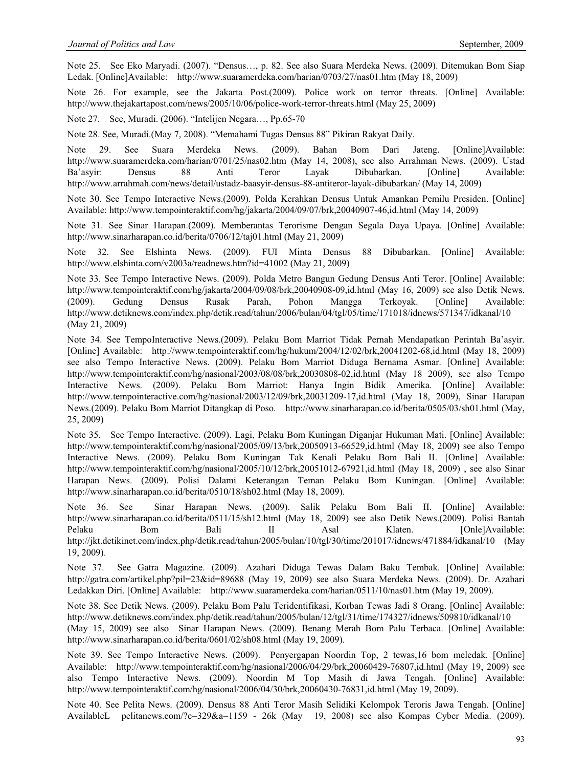Note 25. See Eko Maryadi. (2007). "Densus…, p. 82. See also Suara Merdeka News. (2009). Ditemukan Bom Siap Ledak. [Online]Available: http://www.suaramerdeka.com/harian/0703/27/nas01.htm (May 18, 2009)

Note 26. For example, see the Jakarta Post.(2009). Police work on terror threats. [Online] Available: http://www.thejakartapost.com/news/2005/10/06/police-work-terror-threats.html (May 25, 2009)

Note 27. See, Muradi. (2006). "Intelijen Negara…, Pp.65-70

Note 28. See, Muradi.(May 7, 2008). "Memahami Tugas Densus 88" Pikiran Rakyat Daily.

Note 29. See Suara Merdeka News. (2009). Bahan Bom Dari Jateng. [Online]Available: http://www.suaramerdeka.com/harian/0701/25/nas02.htm (May 14, 2008), see also Arrahman News. (2009). Ustad Ba'asyir: Densus 88 Anti Teror Layak Dibubarkan. [Online] Available: http://www.arrahmah.com/news/detail/ustadz-baasyir-densus-88-antiteror-layak-dibubarkan/ (May 14, 2009)

Note 30. See Tempo Interactive News.(2009). Polda Kerahkan Densus Untuk Amankan Pemilu Presiden. [Online] Available: http://www.tempointeraktif.com/hg/jakarta/2004/09/07/brk,20040907-46,id.html (May 14, 2009)

Note 31. See Sinar Harapan.(2009). Memberantas Terorisme Dengan Segala Daya Upaya. [Online] Available: http://www.sinarharapan.co.id/berita/0706/12/taj01.html (May 21, 2009)

Note 32. See Elshinta News. (2009). FUI Minta Densus 88 Dibubarkan. [Online] Available: http://www.elshinta.com/v2003a/readnews.htm?id=41002 (May 21, 2009)

Note 33. See Tempo Interactive News. (2009). Polda Metro Bangun Gedung Densus Anti Teror. [Online] Available: http://www.tempointeraktif.com/hg/jakarta/2004/09/08/brk,20040908-09,id.html (May 16, 2009) see also Detik News. (2009). Gedung Densus Rusak Parah, Pohon Mangga Terkoyak. [Online] Available: http://www.detiknews.com/index.php/detik.read/tahun/2006/bulan/04/tgl/05/time/171018/idnews/571347/idkanal/10 (May 21, 2009)

Note 34. See TempoInteractive News.(2009). Pelaku Bom Marriot Tidak Pernah Mendapatkan Perintah Ba'asyir. [Online] Available: http://www.tempointeraktif.com/hg/hukum/2004/12/02/brk,20041202-68,id.html (May 18, 2009) see also Tempo Interactive News. (2009). Pelaku Bom Marriot Diduga Bernama Asmar. [Online] Available: http://www.tempointeraktif.com/hg/nasional/2003/08/08/brk,20030808-02,id.html (May 18 2009), see also Tempo Interactive News. (2009). Pelaku Bom Marriot: Hanya Ingin Bidik Amerika. [Online] Available: http://www.tempointeractive.com/hg/nasional/2003/12/09/brk,20031209-17,id.html (May 18, 2009), Sinar Harapan News.(2009). Pelaku Bom Marriot Ditangkap di Poso. http://www.sinarharapan.co.id/berita/0505/03/sh01.html (May, 25, 2009)

Note 35. See Tempo Interactive. (2009). Lagi, Pelaku Bom Kuningan Diganjar Hukuman Mati. [Online] Available: http://www.tempointeraktif.com/hg/nasional/2005/09/13/brk,20050913-66529,id.html (May 18, 2009) see also Tempo Interactive News. (2009). Pelaku Bom Kuningan Tak Kenali Pelaku Bom Bali II. [Online] Available: http://www.tempointeraktif.com/hg/nasional/2005/10/12/brk,20051012-67921,id.html (May 18, 2009) , see also Sinar Harapan News. (2009). Polisi Dalami Keterangan Teman Pelaku Bom Kuningan. [Online] Available: http://www.sinarharapan.co.id/berita/0510/18/sh02.html (May 18, 2009).

Note 36. See Sinar Harapan News. (2009). Salik Pelaku Bom Bali II. [Online] Available: http://www.sinarharapan.co.id/berita/0511/15/sh12.html (May 18, 2009) see also Detik News.(2009). Polisi Bantah Pelaku Bom Bali II Asal Klaten. [Onle]Available: http://jkt.detikinet.com/index.php/detik.read/tahun/2005/bulan/10/tgl/30/time/201017/idnews/471884/idkanal/10 (May 19, 2009).

Note 37. See Gatra Magazine. (2009). Azahari Diduga Tewas Dalam Baku Tembak. [Online] Available: http://gatra.com/artikel.php?pil=23&id=89688 (May 19, 2009) see also Suara Merdeka News. (2009). Dr. Azahari Ledakkan Diri. [Online] Available: http://www.suaramerdeka.com/harian/0511/10/nas01.htm (May 19, 2009).

Note 38. See Detik News. (2009). Pelaku Bom Palu Teridentifikasi, Korban Tewas Jadi 8 Orang. [Online] Available: http://www.detiknews.com/index.php/detik.read/tahun/2005/bulan/12/tgl/31/time/174327/idnews/509810/idkanal/10 (May 15, 2009) see also Sinar Harapan News. (2009). Benang Merah Bom Palu Terbaca. [Online] Available: http://www.sinarharapan.co.id/berita/0601/02/sh08.html (May 19, 2009).

Note 39. See Tempo Interactive News. (2009). Penyergapan Noordin Top, 2 tewas,16 bom meledak. [Online] Available: http://www.tempointeraktif.com/hg/nasional/2006/04/29/brk,20060429-76807,id.html (May 19, 2009) see also Tempo Interactive News. (2009). Noordin M Top Masih di Jawa Tengah. [Online] Available: http://www.tempointeraktif.com/hg/nasional/2006/04/30/brk,20060430-76831,id.html (May 19, 2009).

Note 40. See Pelita News. (2009). Densus 88 Anti Teror Masih Selidiki Kelompok Teroris Jawa Tengah. [Online] AvailableL pelitanews.com/?c=329&a=1159 - 26k (May 19, 2008) see also Kompas Cyber Media. (2009).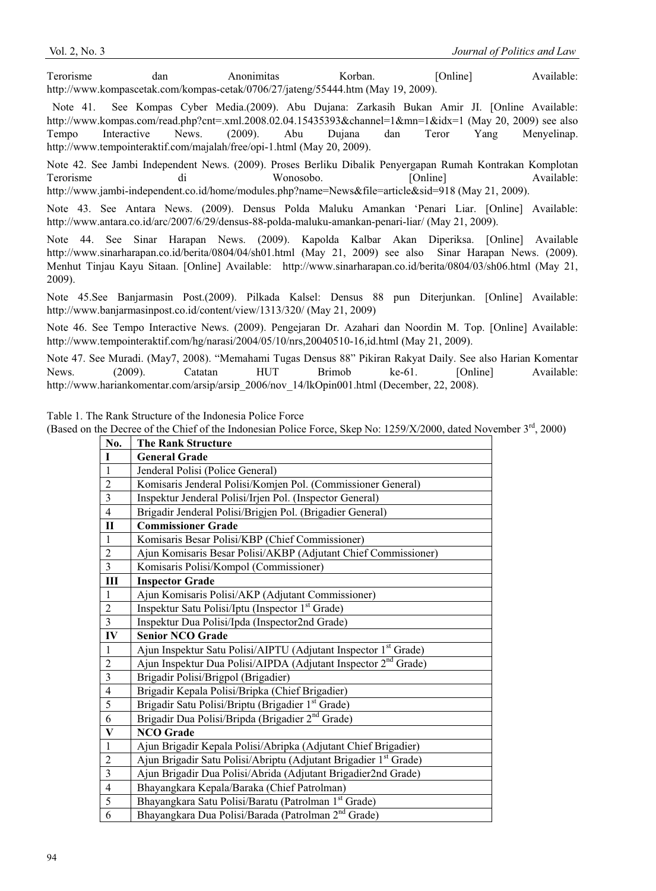Terorisme dan Anonimitas Korban. [Online] Available: http://www.kompascetak.com/kompas-cetak/0706/27/jateng/55444.htm (May 19, 2009).

Note 41. See Kompas Cyber Media.(2009). Abu Dujana: Zarkasih Bukan Amir JI. [Online Available: http://www.kompas.com/read.php?cnt=.xml.2008.02.04.15435393&channel=1&mn=1&idx=1 (May 20, 2009) see also Tempo Interactive News. (2009). Abu Dujana dan Teror Yang Menyelinap. http://www.tempointeraktif.com/majalah/free/opi-1.html (May 20, 2009).

Note 42. See Jambi Independent News. (2009). Proses Berliku Dibalik Penyergapan Rumah Kontrakan Komplotan Terorisme di Wonosobo. [Online] Available: http://www.jambi-independent.co.id/home/modules.php?name=News&file=article&sid=918 (May 21, 2009).

Note 43. See Antara News. (2009). Densus Polda Maluku Amankan 'Penari Liar. [Online] Available: http://www.antara.co.id/arc/2007/6/29/densus-88-polda-maluku-amankan-penari-liar/ (May 21, 2009).

Note 44. See Sinar Harapan News. (2009). Kapolda Kalbar Akan Diperiksa. [Online] Available http://www.sinarharapan.co.id/berita/0804/04/sh01.html (May 21, 2009) see also Sinar Harapan News. (2009). Menhut Tinjau Kayu Sitaan. [Online] Available: http://www.sinarharapan.co.id/berita/0804/03/sh06.html (May 21, 2009).

Note 45.See Banjarmasin Post.(2009). Pilkada Kalsel: Densus 88 pun Diterjunkan. [Online] Available: http://www.banjarmasinpost.co.id/content/view/1313/320/ (May 21, 2009)

Note 46. See Tempo Interactive News. (2009). Pengejaran Dr. Azahari dan Noordin M. Top. [Online] Available: http://www.tempointeraktif.com/hg/narasi/2004/05/10/nrs,20040510-16,id.html (May 21, 2009).

Note 47. See Muradi. (May7, 2008). "Memahami Tugas Densus 88" Pikiran Rakyat Daily. See also Harian Komentar News. (2009). Catatan HUT Brimob ke-61. [Online] Available: http://www.hariankomentar.com/arsip/arsip_2006/nov_14/lkOpin001.html (December, 22, 2008).

Table 1. The Rank Structure of the Indonesia Police Force
(Based on the Decree of the Chief of the Indonesian Police Force, Skep No: 1259/X/2000, dated November 3rd, 2000)

| No. | The Rank Structure |
|---|---|
| **I** | **General Grade** |
| 1 | Jenderal Polisi (Police General) |
| 2 | Komisaris Jenderal Polisi/Komjen Pol. (Commissioner General) |
| 3 | Inspektur Jenderal Polisi/Irjen Pol. (Inspector General) |
| 4 | Brigadir Jenderal Polisi/Brigjen Pol. (Brigadier General) |
| **II** | **Commissioner Grade** |
| 1 | Komisaris Besar Polisi/KBP (Chief Commissioner) |
| 2 | Ajun Komisaris Besar Polisi/AKBP (Adjutant Chief Commissioner) |
| 3 | Komisaris Polisi/Kompol (Commissioner) |
| **III** | **Inspector Grade** |
| 1 | Ajun Komisaris Polisi/AKP (Adjutant Commissioner) |
| 2 | Inspektur Satu Polisi/Iptu (Inspector 1st Grade) |
| 3 | Inspektur Dua Polisi/Ipda (Inspector2nd Grade) |
| **IV** | **Senior NCO Grade** |
| 1 | Ajun Inspektur Satu Polisi/AIPTU (Adjutant Inspector 1st Grade) |
| 2 | Ajun Inspektur Dua Polisi/AIPDA (Adjutant Inspector 2nd Grade) |
| 3 | Brigadir Polisi/Brigpol (Brigadier) |
| 4 | Brigadir Kepala Polisi/Bripka (Chief Brigadier) |
| 5 | Brigadir Satu Polisi/Briptu (Brigadier 1st Grade) |
| 6 | Brigadir Dua Polisi/Bripda (Brigadier 2nd Grade) |
| **V** | **NCO Grade** |
| 1 | Ajun Brigadir Kepala Polisi/Abripka (Adjutant Chief Brigadier) |
| 2 | Ajun Brigadir Satu Polisi/Abriptu (Adjutant Brigadier 1st Grade) |
| 3 | Ajun Brigadir Dua Polisi/Abrida (Adjutant Brigadier2nd Grade) |
| 4 | Bhayangkara Kepala/Baraka (Chief Patrolman) |
| 5 | Bhayangkara Satu Polisi/Baratu (Patrolman 1st Grade) |
| 6 | Bhayangkara Dua Polisi/Barada (Patrolman 2nd Grade) |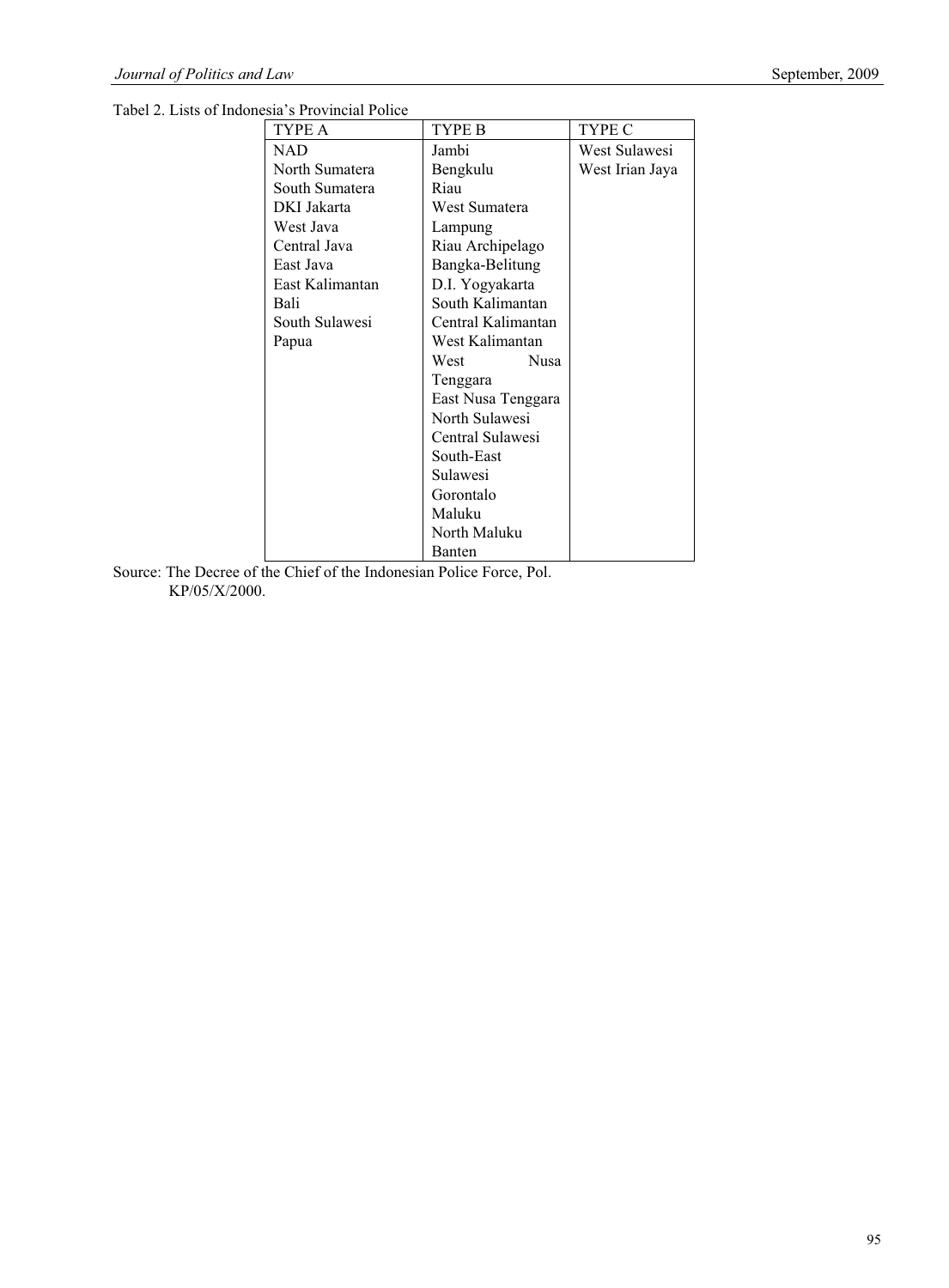Tabel 2. Lists of Indonesia's Provincial Police

| TYPE A | TYPE B | TYPE C |
|---|---|---|
| NAD | Jambi | West Sulawesi |
| North Sumatera | Bengkulu | West Irian Jaya |
| South Sumatera | Riau | |
| DKI Jakarta | West Sumatera | |
| West Java | Lampung | |
| Central Java | Riau Archipelago | |
| East Java | Bangka-Belitung | |
| East Kalimantan | D.I. Yogyakarta | |
| Bali | South Kalimantan | |
| South Sulawesi | Central Kalimantan | |
| Papua | West Kalimantan | |
| | West Nusa Tenggara | |
| | East Nusa Tenggara | |
| | North Sulawesi | |
| | Central Sulawesi | |
| | South-East Sulawesi | |
| | Gorontalo | |
| | Maluku | |
| | North Maluku | |
| | Banten | |

Source: The Decree of the Chief of the Indonesian Police Force, Pol. KP/05/X/2000.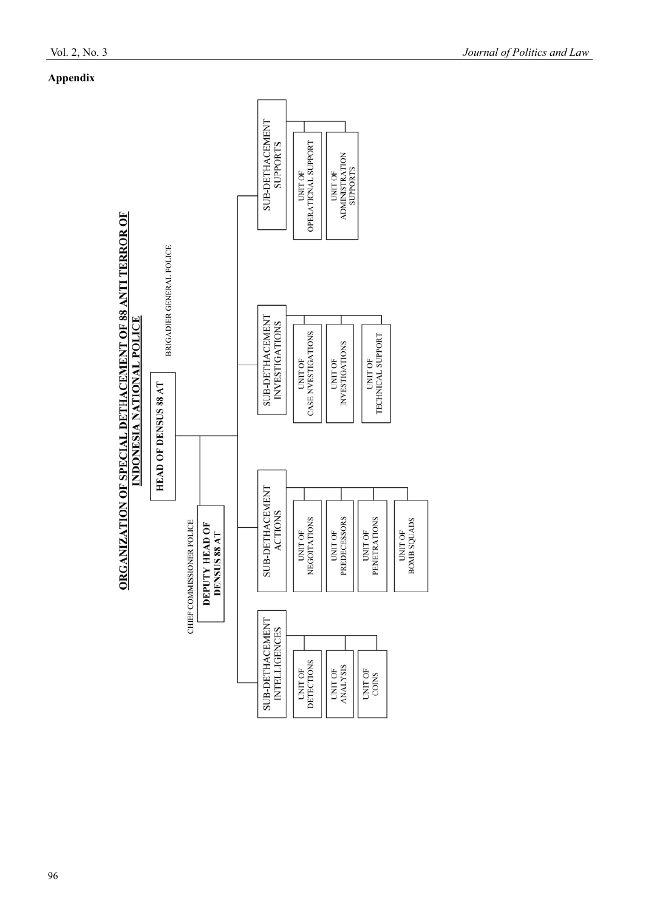**Appendix**

ORGANIZATION OF SPECIAL DETHACEMENT OF 88 ANTI TERROR OF INDONESIA NATIONAL POLICE

HEAD OF DENSUS 88 AT

BRIGADIER GENERAL POLICE

CHIEF COMMISSIONER POLICE

DEPUTY HEAD OF DENSUS 88 AT

SUB-DETHACEMENT INTELLIGENCES

UNIT OF DETECTIONS

UNIT OF ANALYSIS

UNIT OF COINS

SUB-DETHACEMENT ACTIONS

UNIT OF NEGOITATIONS

UNIT OF PREDECESSORS

UNIT OF PENETRATIONS

UNIT OF BOMB SQUADS

SUB-DETHACEMENT INVESTIGATIONS

UNIT OF CASE NVESTIGATIONS

UNIT OF INVESTIGATIONS

UNIT OF TECHNICAL SUPPORT

SUB-DETHACEMENT SUPPORTS

UNIT OF OPERATIONAL SUPPORT

UNIT OF ADMINISTRATION SUPPORTS